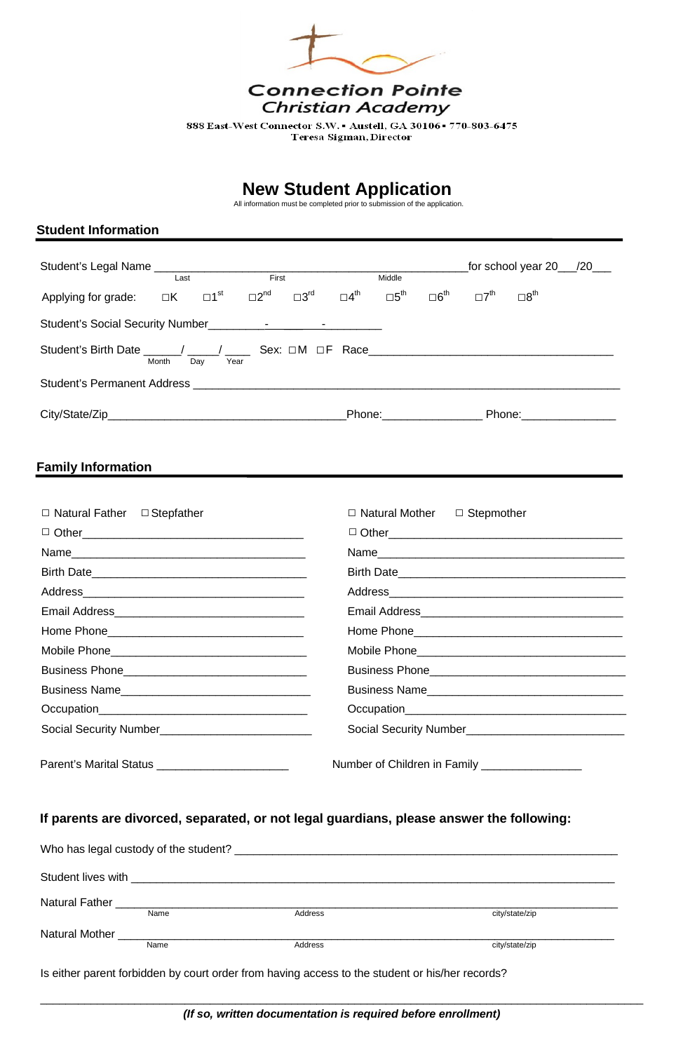**Connection Pointe Christian Academy**

888 East-West Connector S.W. ▪ Austell, GA 30106 ▪ 770-803-6475
Teresa Sigman, Director

# New Student Application

All information must be completed prior to submission of the application.

## Student Information

Student's Legal Name ________________________________________________ for school year 20___/20___
Last First Middle

Applying for grade: ☐K ☐1st ☐2nd ☐3rd ☐4th ☐5th ☐6th ☐7th ☐8th

Student's Social Security Number_________-_________-_________

Student's Birth Date _____/_____/____ Sex: ☐M ☐F Race_______________________________________
Month Day Year

Student's Permanent Address ____________________________________________________________________

City/State/Zip_____________________________________Phone:_______________ Phone:______________

## Family Information

| | |
|---|---|
| ☐ Natural Father ☐ Stepfather | ☐ Natural Mother ☐ Stepmother |
| ☐ Other__________________________________ | ☐ Other__________________________________ |
| Name____________________________________ | Name____________________________________ |
| Birth Date________________________________ | Birth Date________________________________ |
| Address__________________________________ | Address__________________________________ |
| Email Address_____________________________ | Email Address_____________________________ |
| Home Phone_______________________________ | Home Phone_______________________________ |
| Mobile Phone______________________________ | Mobile Phone______________________________ |
| Business Phone____________________________ | Business Phone____________________________ |
| Business Name_____________________________ | Business Name_____________________________ |
| Occupation_______________________________ | Occupation_______________________________ |
| Social Security Number______________________ | Social Security Number______________________ |

Parent's Marital Status ____________________ Number of Children in Family _______________

### If parents are divorced, separated, or not legal guardians, please answer the following:

Who has legal custody of the student? ____________________________________________________________

Student lives with ______________________________________________________________________________

Natural Father __________________________________________________________________________________
Name Address city/state/zip

Natural Mother _________________________________________________________________________________
Name Address city/state/zip

Is either parent forbidden by court order from having access to the student or his/her records?

_____________________________________________________________________________________________

***(If so, written documentation is required before enrollment)***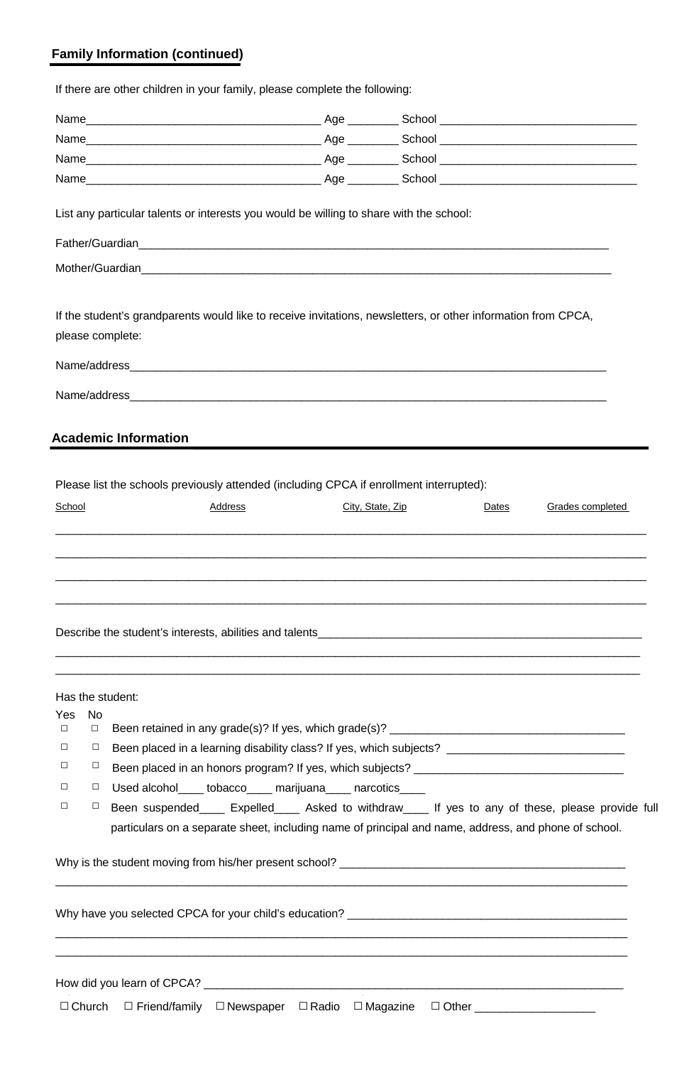## Family Information (continued)

If there are other children in your family, please complete the following:

Name_____________________________________ Age ________ School _______________________________

Name_____________________________________ Age ________ School _______________________________

Name_____________________________________ Age ________ School _______________________________

Name_____________________________________ Age ________ School _______________________________

List any particular talents or interests you would be willing to share with the school:

Father/Guardian_______________________________________________________________________________

Mother/Guardian_______________________________________________________________________________

If the student's grandparents would like to receive invitations, newsletters, or other information from CPCA, please complete:

Name/address__________________________________________________________________________________

Name/address__________________________________________________________________________________

## Academic Information

Please list the schools previously attended (including CPCA if enrollment interrupted):

| School | Address | City, State, Zip | Dates | Grades completed |
|---|---|---|---|---|
| | | | | |
| | | | | |
| | | | | |
| | | | | |

Describe the student's interests, abilities and talents_____________________________________________________

______________________________________________________________________________________________

______________________________________________________________________________________________

Has the student:

| Yes | No | |
|---|---|---|
| ☐ | ☐ | Been retained in any grade(s)? If yes, which grade(s)? _____________________________________ |
| ☐ | ☐ | Been placed in a learning disability class? If yes, which subjects? ___________________________ |
| ☐ | ☐ | Been placed in an honors program? If yes, which subjects? ________________________________ |
| ☐ | ☐ | Used alcohol____ tobacco____ marijuana____ narcotics____ |
| ☐ | ☐ | Been suspended____ Expelled____ Asked to withdraw____ If yes to any of these, please provide full particulars on a separate sheet, including name of principal and name, address, and phone of school. |

Why is the student moving from his/her present school? ______________________________________________

______________________________________________________________________________________________

Why have you selected CPCA for your child's education? _____________________________________________

______________________________________________________________________________________________

______________________________________________________________________________________________

How did you learn of CPCA? ____________________________________________________________________

☐ Church ☐ Friend/family ☐ Newspaper ☐ Radio ☐ Magazine ☐ Other ___________________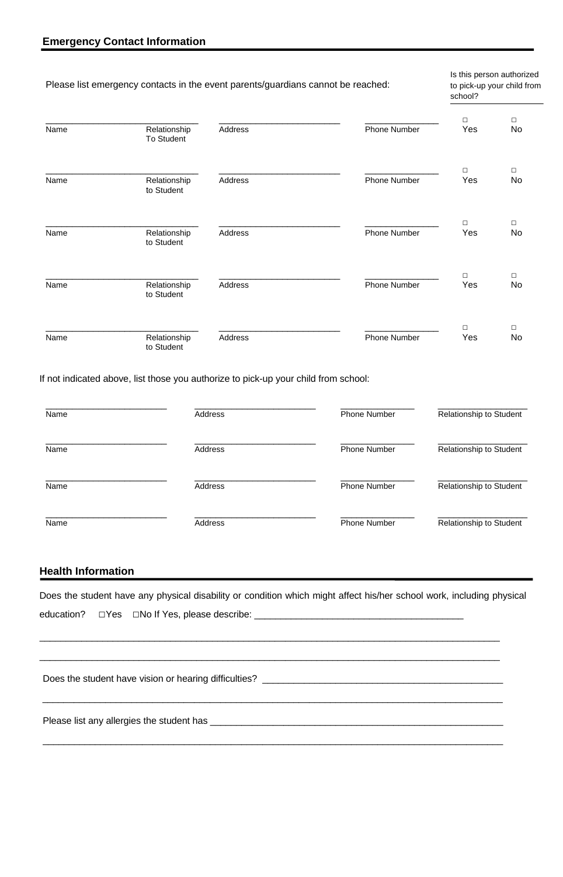## Emergency Contact Information

Please list emergency contacts in the event parents/guardians cannot be reached:

| Name | Relationship To Student | Address | Phone Number | Is this person authorized to pick-up your child from school? | |
|---|---|---|---|---|---|
| ______________ | ______________ | ______________ | ______________ | ☐ Yes | ☐ No |
| ______________ | ______________ | ______________ | ______________ | ☐ Yes | ☐ No |
| ______________ | ______________ | ______________ | ______________ | ☐ Yes | ☐ No |
| ______________ | ______________ | ______________ | ______________ | ☐ Yes | ☐ No |
| ______________ | ______________ | ______________ | ______________ | ☐ Yes | ☐ No |

If not indicated above, list those you authorize to pick-up your child from school:

| Name | Address | Phone Number | Relationship to Student |
|---|---|---|---|
| ______________ | ______________ | ______________ | ______________ |
| ______________ | ______________ | ______________ | ______________ |
| ______________ | ______________ | ______________ | ______________ |
| ______________ | ______________ | ______________ | ______________ |

## Health Information

Does the student have any physical disability or condition which might affect his/her school work, including physical education? ☐Yes ☐No If Yes, please describe: ________________________________________

__________________________________________________________________________________________

__________________________________________________________________________________________

Does the student have vision or hearing difficulties? _______________________________________________

__________________________________________________________________________________________

Please list any allergies the student has ___________________________________________________________

__________________________________________________________________________________________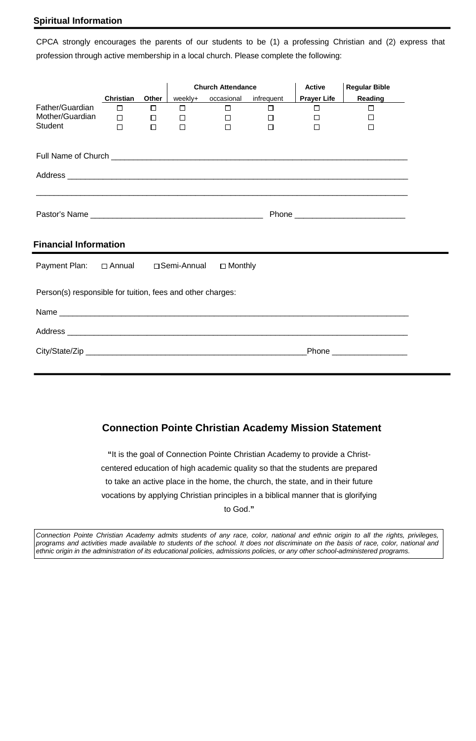## Spiritual Information

CPCA strongly encourages the parents of our students to be (1) a professing Christian and (2) express that profession through active membership in a local church. Please complete the following:

| | | | Church Attendance | | | Active | Regular Bible |
|---|---|---|---|---|---|---|---|
| | **Christian** | **Other** | weekly+ | occasional | infrequent | **Prayer Life** | **Reading** |
| Father/Guardian | ☐ | ☐ | ☐ | ☐ | ☐ | ☐ | ☐ |
| Mother/Guardian | ☐ | ☐ | ☐ | ☐ | ☐ | ☐ | ☐ |
| Student | ☐ | ☐ | ☐ | ☐ | ☐ | ☐ | ☐ |

Full Name of Church ______________________________________________________________________

Address ___________________________________________________________________________

___________________________________________________________________________________

Pastor's Name ____________________________________ Phone _______________________

## Financial Information

Payment Plan: ☐ Annual ☐ Semi-Annual ☐ Monthly

Person(s) responsible for tuition, fees and other charges:

Name _____________________________________________________________________________

Address ___________________________________________________________________________

City/State/Zip _______________________________________________Phone ________________

## Connection Pointe Christian Academy Mission Statement

"It is the goal of Connection Pointe Christian Academy to provide a Christ-centered education of high academic quality so that the students are prepared to take an active place in the home, the church, the state, and in their future vocations by applying Christian principles in a biblical manner that is glorifying to God."

*Connection Pointe Christian Academy admits students of any race, color, national and ethnic origin to all the rights, privileges, programs and activities made available to students of the school. It does not discriminate on the basis of race, color, national and ethnic origin in the administration of its educational policies, admissions policies, or any other school-administered programs.*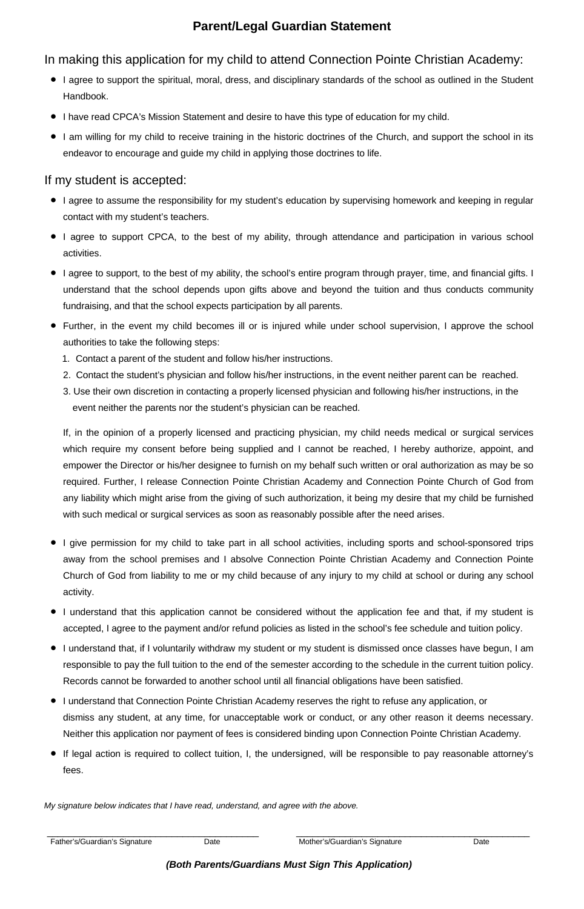# Parent/Legal Guardian Statement

In making this application for my child to attend Connection Pointe Christian Academy:

- I agree to support the spiritual, moral, dress, and disciplinary standards of the school as outlined in the Student Handbook.
- I have read CPCA's Mission Statement and desire to have this type of education for my child.
- I am willing for my child to receive training in the historic doctrines of the Church, and support the school in its endeavor to encourage and guide my child in applying those doctrines to life.

If my student is accepted:

- I agree to assume the responsibility for my student's education by supervising homework and keeping in regular contact with my student's teachers.
- I agree to support CPCA, to the best of my ability, through attendance and participation in various school activities.
- I agree to support, to the best of my ability, the school's entire program through prayer, time, and financial gifts. I understand that the school depends upon gifts above and beyond the tuition and thus conducts community fundraising, and that the school expects participation by all parents.
- Further, in the event my child becomes ill or is injured while under school supervision, I approve the school authorities to take the following steps:
  1. Contact a parent of the student and follow his/her instructions.
  2. Contact the student's physician and follow his/her instructions, in the event neither parent can be reached.
  3. Use their own discretion in contacting a properly licensed physician and following his/her instructions, in the event neither the parents nor the student's physician can be reached.

  If, in the opinion of a properly licensed and practicing physician, my child needs medical or surgical services which require my consent before being supplied and I cannot be reached, I hereby authorize, appoint, and empower the Director or his/her designee to furnish on my behalf such written or oral authorization as may be so required. Further, I release Connection Pointe Christian Academy and Connection Pointe Church of God from any liability which might arise from the giving of such authorization, it being my desire that my child be furnished with such medical or surgical services as soon as reasonably possible after the need arises.

- I give permission for my child to take part in all school activities, including sports and school-sponsored trips away from the school premises and I absolve Connection Pointe Christian Academy and Connection Pointe Church of God from liability to me or my child because of any injury to my child at school or during any school activity.
- I understand that this application cannot be considered without the application fee and that, if my student is accepted, I agree to the payment and/or refund policies as listed in the school's fee schedule and tuition policy.
- I understand that, if I voluntarily withdraw my student or my student is dismissed once classes have begun, I am responsible to pay the full tuition to the end of the semester according to the schedule in the current tuition policy. Records cannot be forwarded to another school until all financial obligations have been satisfied.
- I understand that Connection Pointe Christian Academy reserves the right to refuse any application, or dismiss any student, at any time, for unacceptable work or conduct, or any other reason it deems necessary. Neither this application nor payment of fees is considered binding upon Connection Pointe Christian Academy.
- If legal action is required to collect tuition, I, the undersigned, will be responsible to pay reasonable attorney's fees.

*My signature below indicates that I have read, understand, and agree with the above.*

\_\_\_\_\_\_\_\_\_\_\_\_\_\_\_\_\_\_\_\_\_\_\_\_\_\_\_\_\_\_\_\_\_\_\_\_\_\_\_\_ \_\_\_\_\_\_\_\_\_\_\_\_\_\_\_\_\_\_\_\_\_\_\_\_\_\_\_\_\_\_\_\_\_\_\_\_\_\_\_\_

Father's/Guardian's Signature Date Mother's/Guardian's Signature Date

***(Both Parents/Guardians Must Sign This Application)***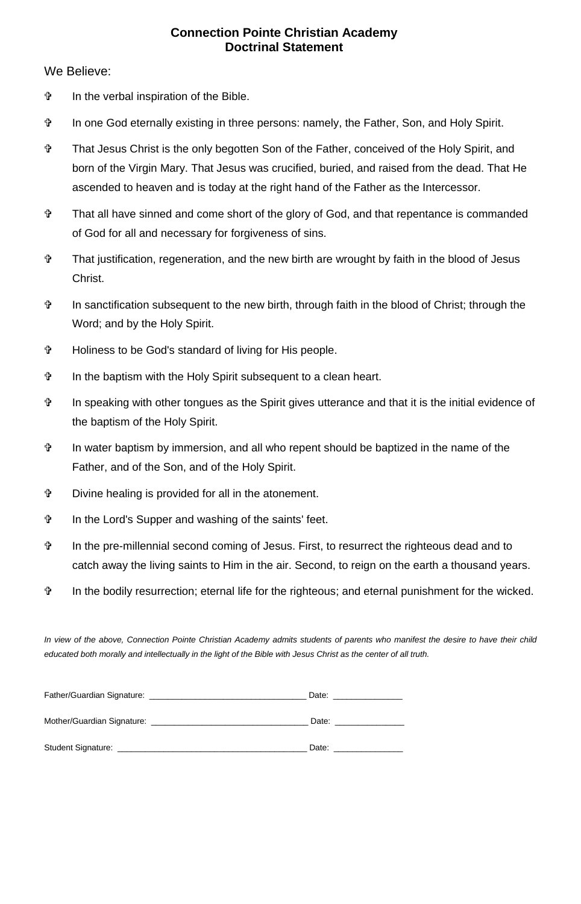# Connection Pointe Christian Academy
# Doctrinal Statement

We Believe:

- In the verbal inspiration of the Bible.
- In one God eternally existing in three persons: namely, the Father, Son, and Holy Spirit.
- That Jesus Christ is the only begotten Son of the Father, conceived of the Holy Spirit, and born of the Virgin Mary. That Jesus was crucified, buried, and raised from the dead. That He ascended to heaven and is today at the right hand of the Father as the Intercessor.
- That all have sinned and come short of the glory of God, and that repentance is commanded of God for all and necessary for forgiveness of sins.
- That justification, regeneration, and the new birth are wrought by faith in the blood of Jesus Christ.
- In sanctification subsequent to the new birth, through faith in the blood of Christ; through the Word; and by the Holy Spirit.
- Holiness to be God's standard of living for His people.
- In the baptism with the Holy Spirit subsequent to a clean heart.
- In speaking with other tongues as the Spirit gives utterance and that it is the initial evidence of the baptism of the Holy Spirit.
- In water baptism by immersion, and all who repent should be baptized in the name of the Father, and of the Son, and of the Holy Spirit.
- Divine healing is provided for all in the atonement.
- In the Lord's Supper and washing of the saints' feet.
- In the pre-millennial second coming of Jesus. First, to resurrect the righteous dead and to catch away the living saints to Him in the air. Second, to reign on the earth a thousand years.
- In the bodily resurrection; eternal life for the righteous; and eternal punishment for the wicked.

*In view of the above, Connection Pointe Christian Academy admits students of parents who manifest the desire to have their child educated both morally and intellectually in the light of the Bible with Jesus Christ as the center of all truth.*

Father/Guardian Signature: ________________________________ Date: ______________

Mother/Guardian Signature: ________________________________ Date: ______________

Student Signature: _______________________________________ Date: ______________